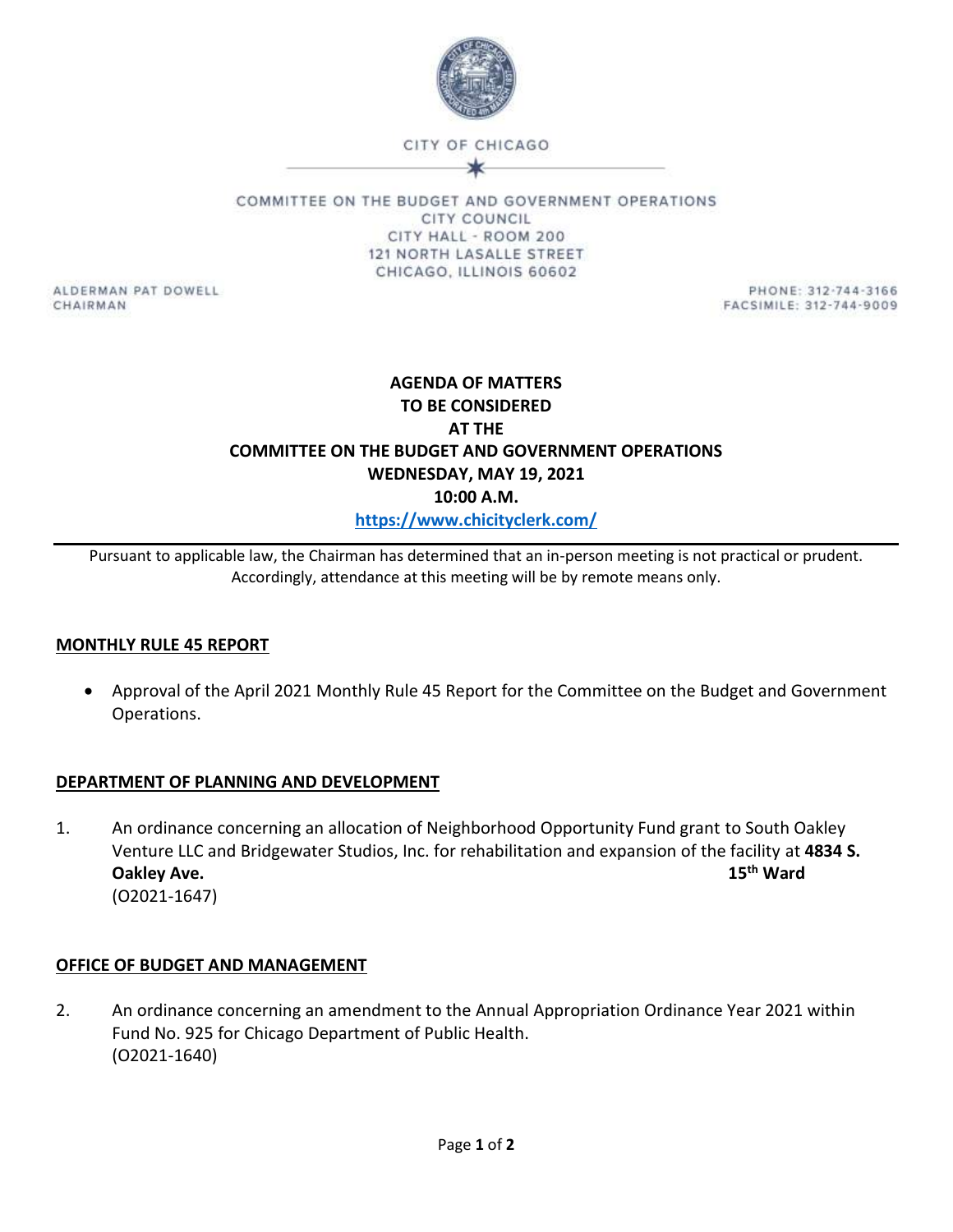CITY OF CHICAGO

COMMITTEE ON THE BUDGET AND GOVERNMENT OPERATIONS
CITY COUNCIL
CITY HALL - ROOM 200
121 NORTH LASALLE STREET
CHICAGO, ILLINOIS 60602

ALDERMAN PAT DOWELL
CHAIRMAN

PHONE: 312-744-3166
FACSIMILE: 312-744-9009

**AGENDA OF MATTERS**
**TO BE CONSIDERED**
**AT THE**
**COMMITTEE ON THE BUDGET AND GOVERNMENT OPERATIONS**
**WEDNESDAY, MAY 19, 2021**
**10:00 A.M.**
**https://www.chicityclerk.com/**

---

Pursuant to applicable law, the Chairman has determined that an in-person meeting is not practical or prudent. Accordingly, attendance at this meeting will be by remote means only.

**MONTHLY RULE 45 REPORT**

- Approval of the April 2021 Monthly Rule 45 Report for the Committee on the Budget and Government Operations.

**DEPARTMENT OF PLANNING AND DEVELOPMENT**

1. An ordinance concerning an allocation of Neighborhood Opportunity Fund grant to South Oakley Venture LLC and Bridgewater Studios, Inc. for rehabilitation and expansion of the facility at **4834 S. Oakley Ave.** **15th Ward**
(O2021-1647)

**OFFICE OF BUDGET AND MANAGEMENT**

2. An ordinance concerning an amendment to the Annual Appropriation Ordinance Year 2021 within Fund No. 925 for Chicago Department of Public Health.
(O2021-1640)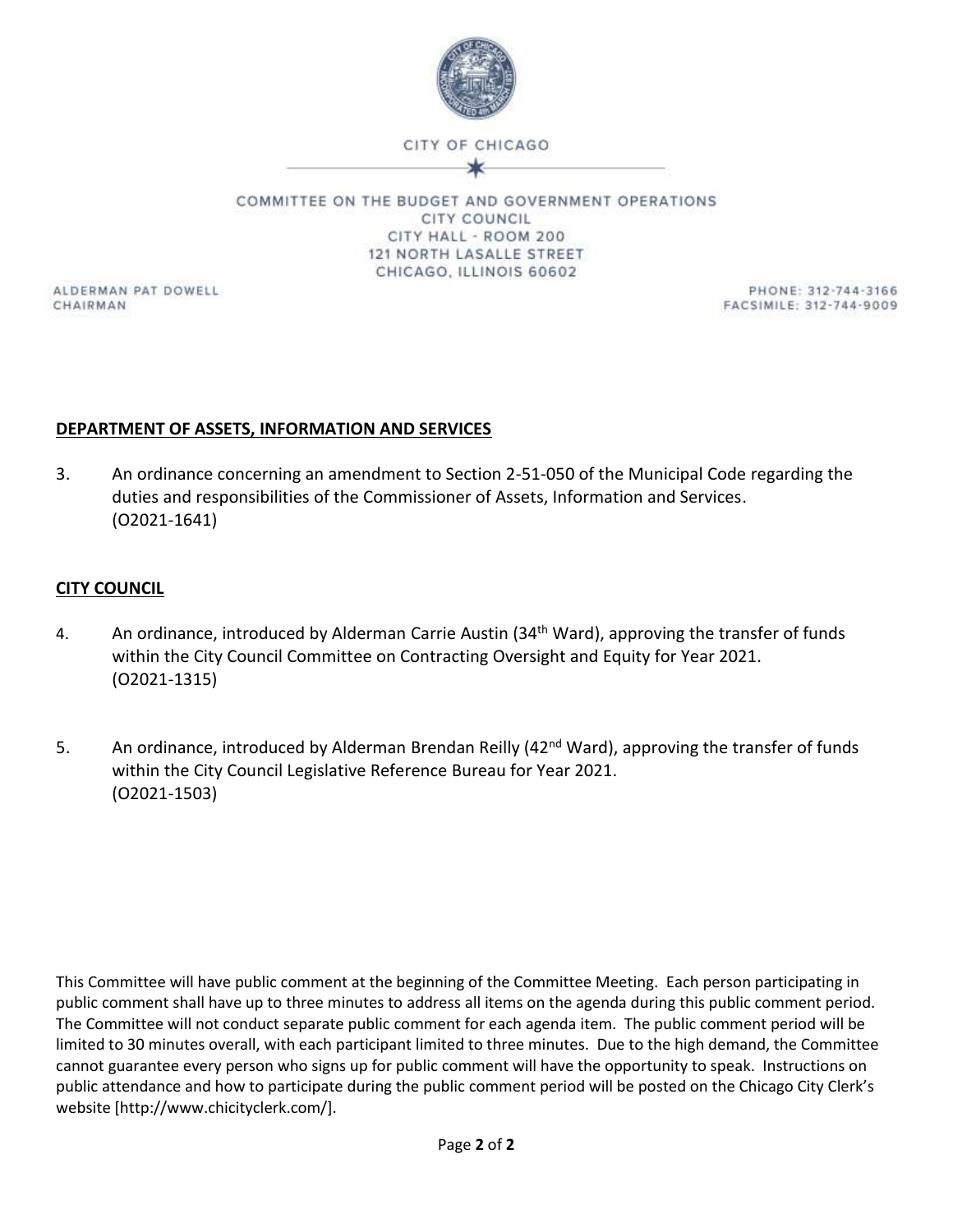CITY OF CHICAGO

COMMITTEE ON THE BUDGET AND GOVERNMENT OPERATIONS
CITY COUNCIL
CITY HALL - ROOM 200
121 NORTH LASALLE STREET
CHICAGO, ILLINOIS 60602

ALDERMAN PAT DOWELL
CHAIRMAN

PHONE: 312-744-3166
FACSIMILE: 312-744-9009

**DEPARTMENT OF ASSETS, INFORMATION AND SERVICES**

3. An ordinance concerning an amendment to Section 2-51-050 of the Municipal Code regarding the duties and responsibilities of the Commissioner of Assets, Information and Services. (O2021-1641)

**CITY COUNCIL**

4. An ordinance, introduced by Alderman Carrie Austin (34th Ward), approving the transfer of funds within the City Council Committee on Contracting Oversight and Equity for Year 2021. (O2021-1315)

5. An ordinance, introduced by Alderman Brendan Reilly (42nd Ward), approving the transfer of funds within the City Council Legislative Reference Bureau for Year 2021. (O2021-1503)

This Committee will have public comment at the beginning of the Committee Meeting. Each person participating in public comment shall have up to three minutes to address all items on the agenda during this public comment period. The Committee will not conduct separate public comment for each agenda item. The public comment period will be limited to 30 minutes overall, with each participant limited to three minutes. Due to the high demand, the Committee cannot guarantee every person who signs up for public comment will have the opportunity to speak. Instructions on public attendance and how to participate during the public comment period will be posted on the Chicago City Clerk's website [http://www.chicityclerk.com/].